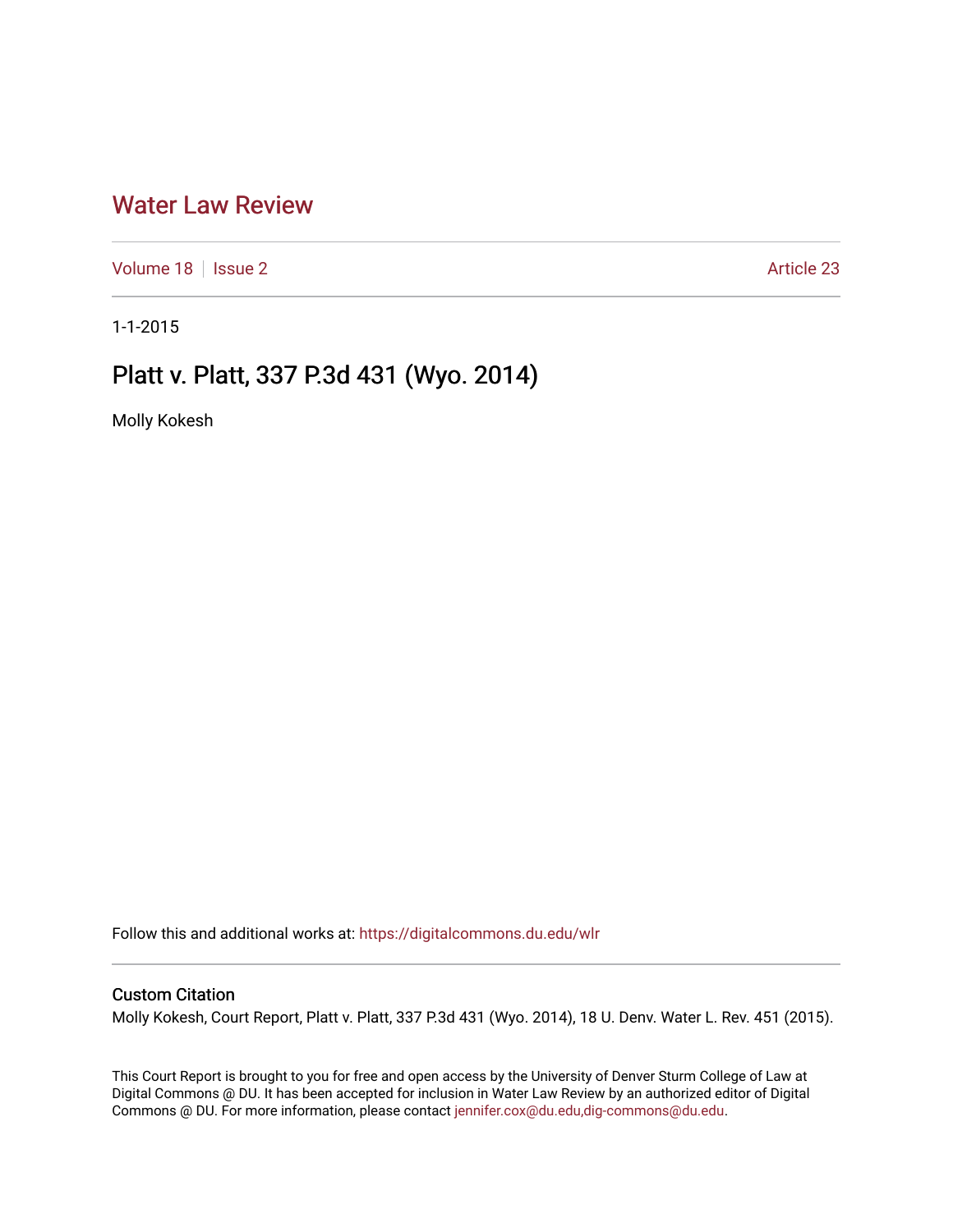# Water Law Review

Volume 18 | Issue 2 Article 23

1-1-2015

## Platt v. Platt, 337 P.3d 431 (Wyo. 2014)

Molly Kokesh

Follow this and additional works at: https://digitalcommons.du.edu/wlr

### Custom Citation

Molly Kokesh, Court Report, Platt v. Platt, 337 P.3d 431 (Wyo. 2014), 18 U. Denv. Water L. Rev. 451 (2015).

This Court Report is brought to you for free and open access by the University of Denver Sturm College of Law at Digital Commons @ DU. It has been accepted for inclusion in Water Law Review by an authorized editor of Digital Commons @ DU. For more information, please contact jennifer.cox@du.edu,dig-commons@du.edu.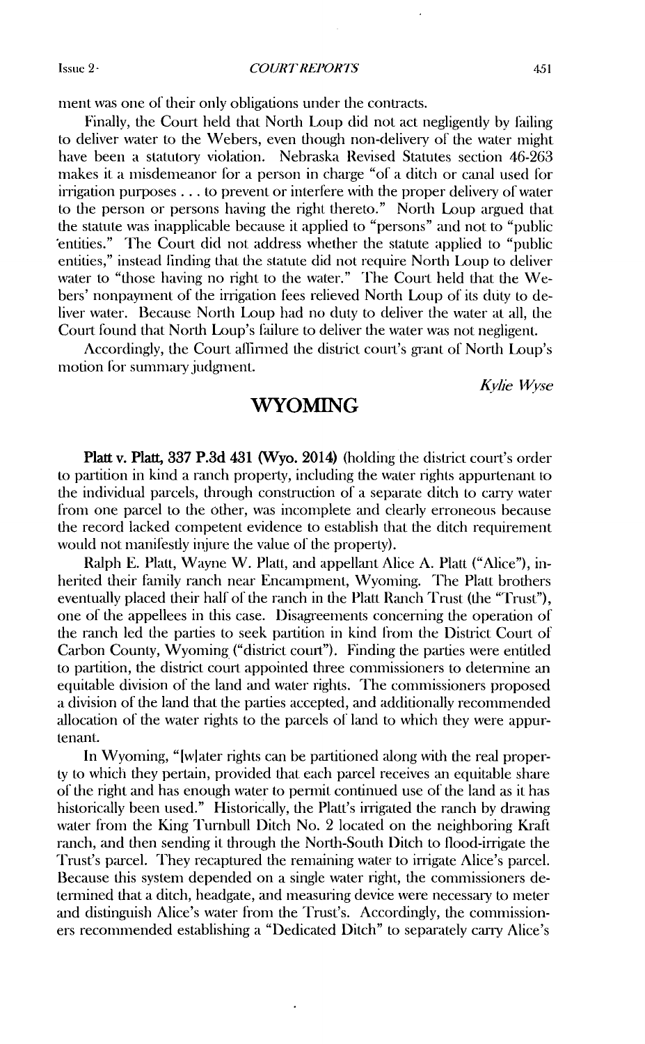ment was one of their only obligations under the contracts.

Finally, the Court held that North Loup did not act negligently by failing to deliver water to the Webers, even though non-delivery of the water might have been a statutory violation. Nebraska Revised Statutes section 46-263 makes it a misdemeanor for a person in charge "of a ditch or canal used for irrigation purposes . . . to prevent or interfere with the proper delivery of water to the person or persons having the right thereto." North Loup argued that the statute was inapplicable because it applied to "persons" and not to "public entities." The Court did not address whether the statute applied to "public entities," instead finding that the statute did not require North Loup to deliver water to "those having no right to the water." The Court held that the Webers' nonpayment of the irrigation fees relieved North Loup of its duty to deliver water. Because North Loup had no duty to deliver the water at all, the Court found that North Loup's failure to deliver the water was not negligent.

Accordingly, the Court affirmed the district court's grant of North Loup's motion for summary judgment.

*Kylie Wyse*

## WYOMING

**Platt v. Platt, 337 P.3d 431 (Wyo. 2014)** (holding the district court's order to partition in kind a ranch property, including the water rights appurtenant to the individual parcels, through construction of a separate ditch to carry water from one parcel to the other, was incomplete and clearly erroneous because the record lacked competent evidence to establish that the ditch requirement would not manifestly injure the value of the property).

Ralph E. Platt, Wayne W. Platt, and appellant Alice A. Platt ("Alice"), inherited their family ranch near Encampment, Wyoming. The Platt brothers eventually placed their half of the ranch in the Platt Ranch Trust (the "Trust"), one of the appellees in this case. Disagreements concerning the operation of the ranch led the parties to seek partition in kind from the District Court of Carbon County, Wyoming ("district court"). Finding the parties were entitled to partition, the district court appointed three commissioners to determine an equitable division of the land and water rights. The commissioners proposed a division of the land that the parties accepted, and additionally recommended allocation of the water rights to the parcels of land to which they were appurtenant.

In Wyoming, "[w]ater rights can be partitioned along with the real property to which they pertain, provided that each parcel receives an equitable share of the right and has enough water to permit continued use of the land as it has historically been used." Historically, the Platt's irrigated the ranch by drawing water from the King Turnbull Ditch No. 2 located on the neighboring Kraft ranch, and then sending it through the North-South Ditch to flood-irrigate the Trust's parcel. They recaptured the remaining water to irrigate Alice's parcel. Because this system depended on a single water right, the commissioners determined that a ditch, headgate, and measuring device were necessary to meter and distinguish Alice's water from the Trust's. Accordingly, the commissioners recommended establishing a "Dedicated Ditch" to separately carry Alice's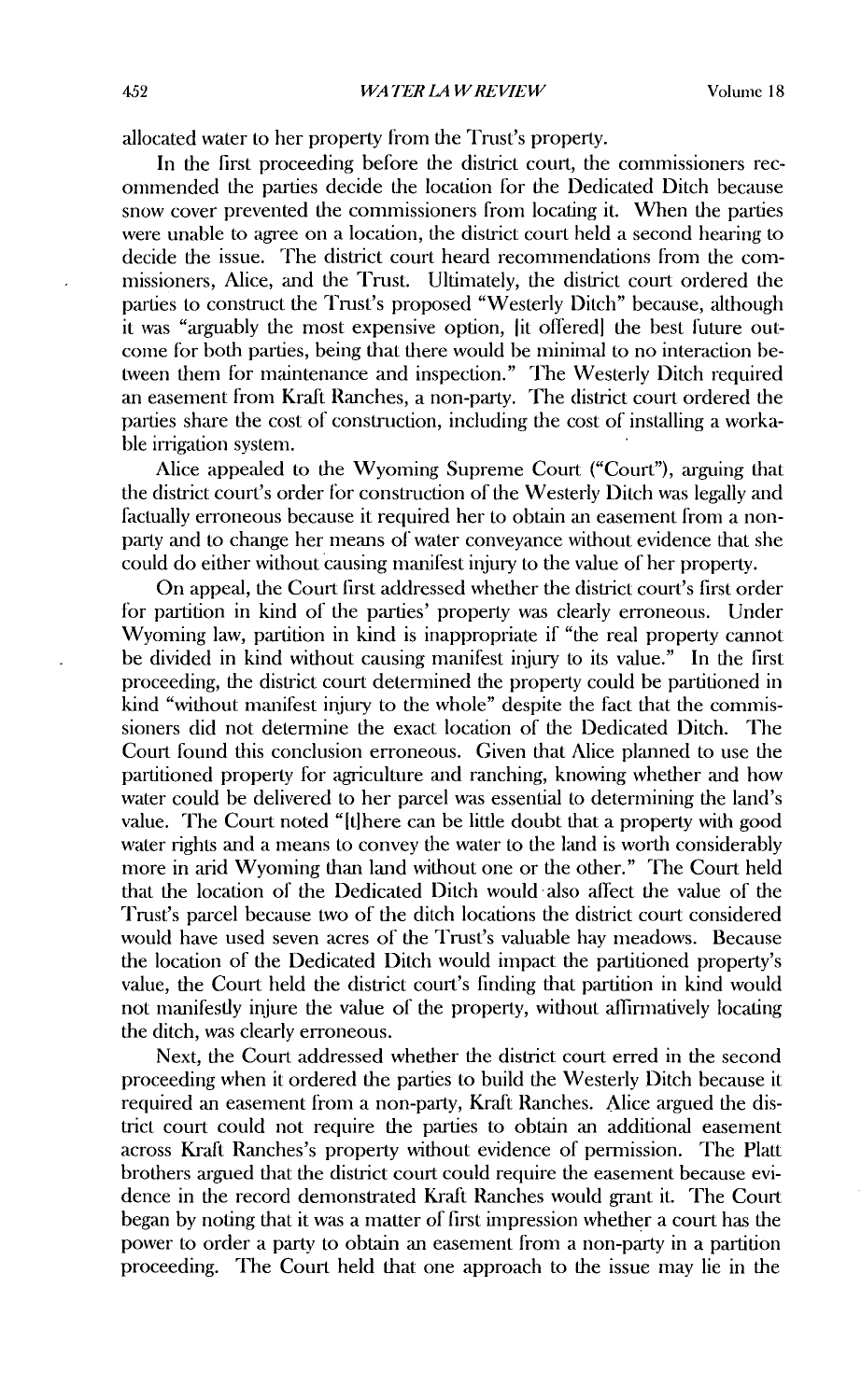allocated water to her property from the Trust's property.

In the first proceeding before the district court, the commissioners recommended the parties decide the location for the Dedicated Ditch because snow cover prevented the commissioners from locating it. When the parties were unable to agree on a location, the district court held a second hearing to decide the issue. The district court heard recommendations from the commissioners, Alice, and the Trust. Ultimately, the district court ordered the parties to construct the Trust's proposed "Westerly Ditch" because, although it was "arguably the most expensive option, [it offered] the best future outcome for both parties, being that there would be minimal to no interaction between them for maintenance and inspection." The Westerly Ditch required an easement from Kraft Ranches, a non-party. The district court ordered the parties share the cost of construction, including the cost of installing a workable irrigation system.

Alice appealed to the Wyoming Supreme Court ("Court"), arguing that the district court's order for construction of the Westerly Ditch was legally and factually erroneous because it required her to obtain an easement from a non-party and to change her means of water conveyance without evidence that she could do either without causing manifest injury to the value of her property.

On appeal, the Court first addressed whether the district court's first order for partition in kind of the parties' property was clearly erroneous. Under Wyoming law, partition in kind is inappropriate if "the real property cannot be divided in kind without causing manifest injury to its value." In the first proceeding, the district court determined the property could be partitioned in kind "without manifest injury to the whole" despite the fact that the commissioners did not determine the exact location of the Dedicated Ditch. The Court found this conclusion erroneous. Given that Alice planned to use the partitioned property for agriculture and ranching, knowing whether and how water could be delivered to her parcel was essential to determining the land's value. The Court noted "[t]here can be little doubt that a property with good water rights and a means to convey the water to the land is worth considerably more in arid Wyoming than land without one or the other." The Court held that the location of the Dedicated Ditch would also affect the value of the Trust's parcel because two of the ditch locations the district court considered would have used seven acres of the Trust's valuable hay meadows. Because the location of the Dedicated Ditch would impact the partitioned property's value, the Court held the district court's finding that partition in kind would not manifestly injure the value of the property, without affirmatively locating the ditch, was clearly erroneous.

Next, the Court addressed whether the district court erred in the second proceeding when it ordered the parties to build the Westerly Ditch because it required an easement from a non-party, Kraft Ranches. Alice argued the district court could not require the parties to obtain an additional easement across Kraft Ranches's property without evidence of permission. The Platt brothers argued that the district court could require the easement because evidence in the record demonstrated Kraft Ranches would grant it. The Court began by noting that it was a matter of first impression whether a court has the power to order a party to obtain an easement from a non-party in a partition proceeding. The Court held that one approach to the issue may lie in the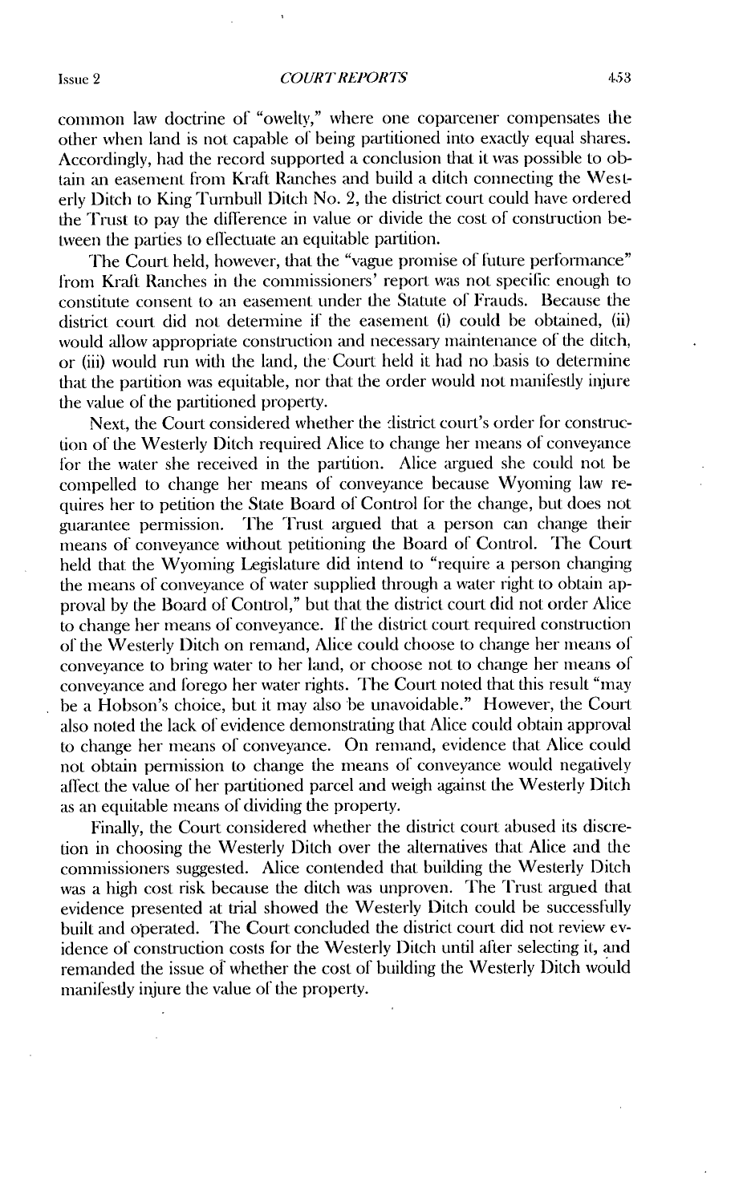common law doctrine of "owelty," where one coparcener compensates the other when land is not capable of being partitioned into exactly equal shares. Accordingly, had the record supported a conclusion that it was possible to obtain an easement from Kraft Ranches and build a ditch connecting the Westerly Ditch to King Turnbull Ditch No. 2, the district court could have ordered the Trust to pay the difference in value or divide the cost of construction between the parties to effectuate an equitable partition.

The Court held, however, that the "vague promise of future performance" from Kraft Ranches in the commissioners' report was not specific enough to constitute consent to an easement under the Statute of Frauds. Because the district court did not determine if the easement (i) could be obtained, (ii) would allow appropriate construction and necessary maintenance of the ditch, or (iii) would run with the land, the Court held it had no basis to determine that the partition was equitable, nor that the order would not manifestly injure the value of the partitioned property.

Next, the Court considered whether the district court's order for construction of the Westerly Ditch required Alice to change her means of conveyance for the water she received in the partition. Alice argued she could not be compelled to change her means of conveyance because Wyoming law requires her to petition the State Board of Control for the change, but does not guarantee permission. The Trust argued that a person can change their means of conveyance without petitioning the Board of Control. The Court held that the Wyoming Legislature did intend to "require a person changing the means of conveyance of water supplied through a water right to obtain approval by the Board of Control," but that the district court did not order Alice to change her means of conveyance. If the district court required construction of the Westerly Ditch on remand, Alice could choose to change her means of conveyance to bring water to her land, or choose not to change her means of conveyance and forego her water rights. The Court noted that this result "may be a Hobson's choice, but it may also be unavoidable." However, the Court also noted the lack of evidence demonstrating that Alice could obtain approval to change her means of conveyance. On remand, evidence that Alice could not obtain permission to change the means of conveyance would negatively affect the value of her partitioned parcel and weigh against the Westerly Ditch as an equitable means of dividing the property.

Finally, the Court considered whether the district court abused its discretion in choosing the Westerly Ditch over the alternatives that Alice and the commissioners suggested. Alice contended that building the Westerly Ditch was a high cost risk because the ditch was unproven. The Trust argued that evidence presented at trial showed the Westerly Ditch could be successfully built and operated. The Court concluded the district court did not review evidence of construction costs for the Westerly Ditch until after selecting it, and remanded the issue of whether the cost of building the Westerly Ditch would manifestly injure the value of the property.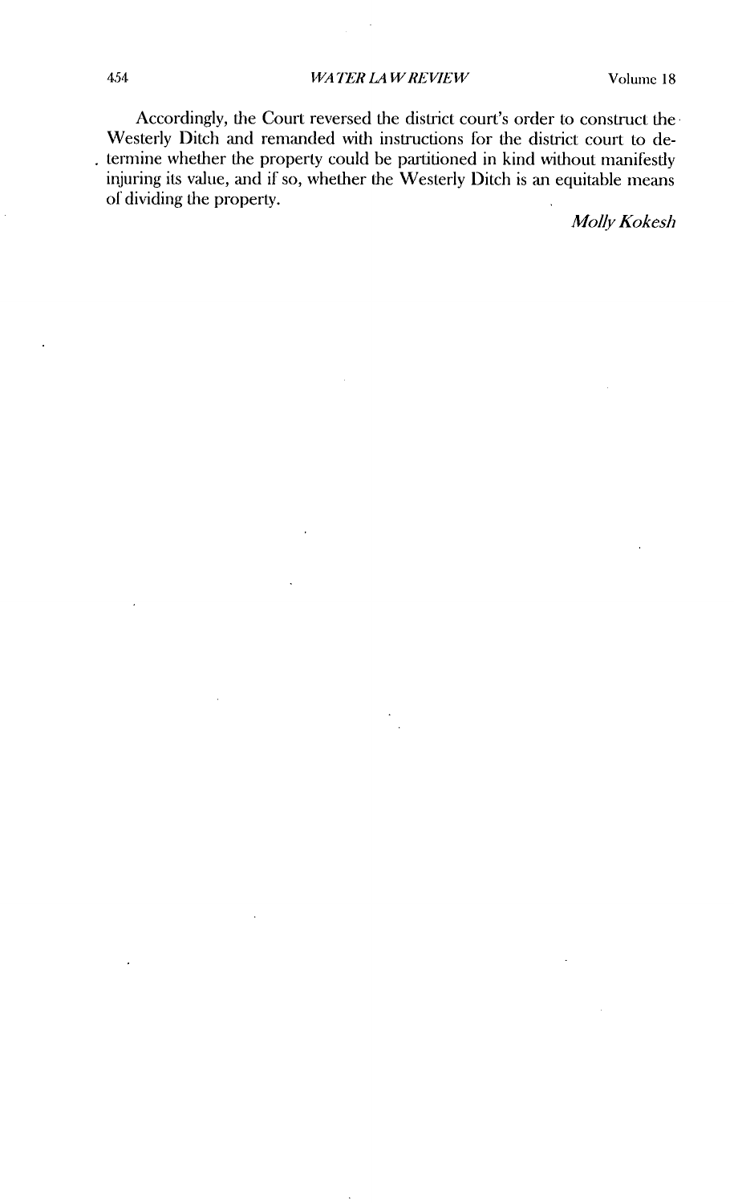Accordingly, the Court reversed the district court's order to construct the Westerly Ditch and remanded with instructions for the district court to determine whether the property could be partitioned in kind without manifestly injuring its value, and if so, whether the Westerly Ditch is an equitable means of dividing the property.

*Molly Kokesh*